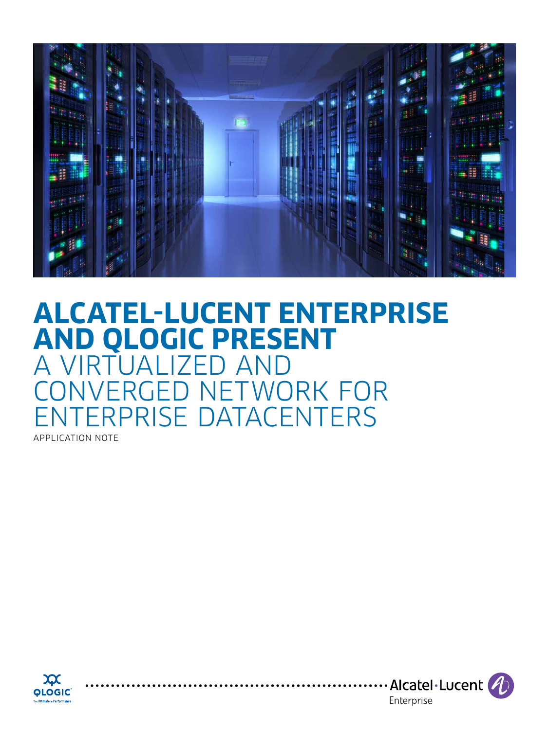# ALCATEL-LUCENT ENTERPRISE AND QLOGIC PRESENT A VIRTUALIZED AND CONVERGED NETWORK FOR ENTERPRISE DATACENTERS

APPLICATION NOTE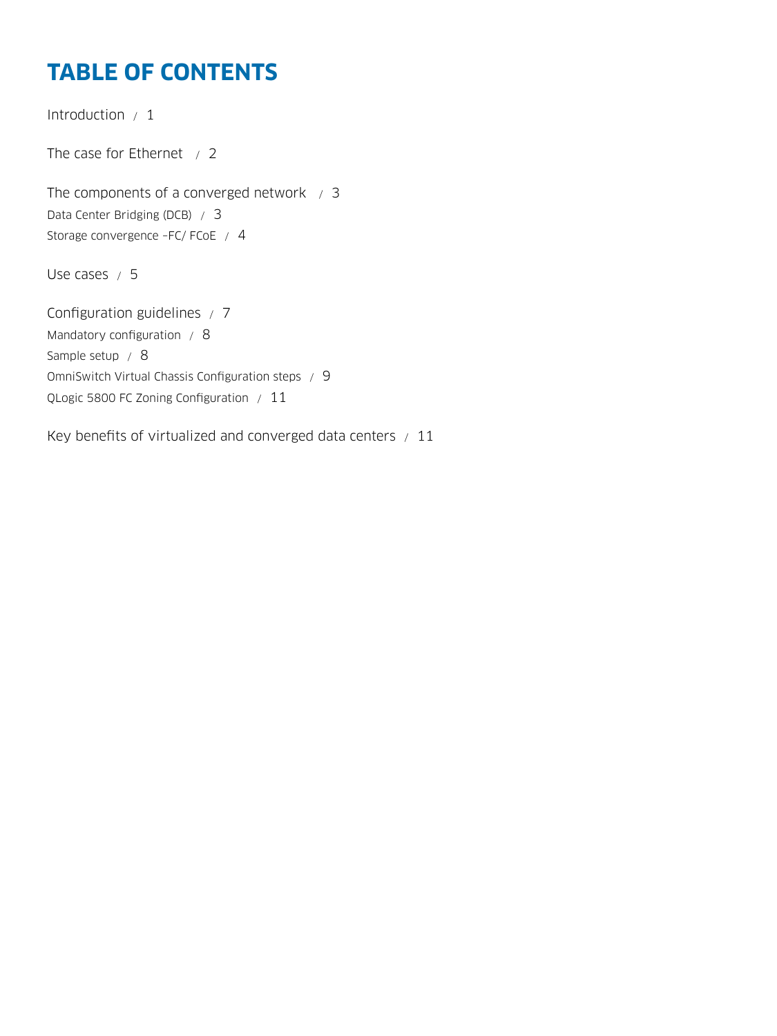# TABLE OF CONTENTS

Introduction / 1

The case for Ethernet / 2

The components of a converged network / 3

Data Center Bridging (DCB) / 3

Storage convergence –FC/ FCoE / 4

Use cases / 5

Configuration guidelines / 7

Mandatory configuration / 8

Sample setup / 8

OmniSwitch Virtual Chassis Configuration steps / 9

QLogic 5800 FC Zoning Configuration / 11

Key benefits of virtualized and converged data centers / 11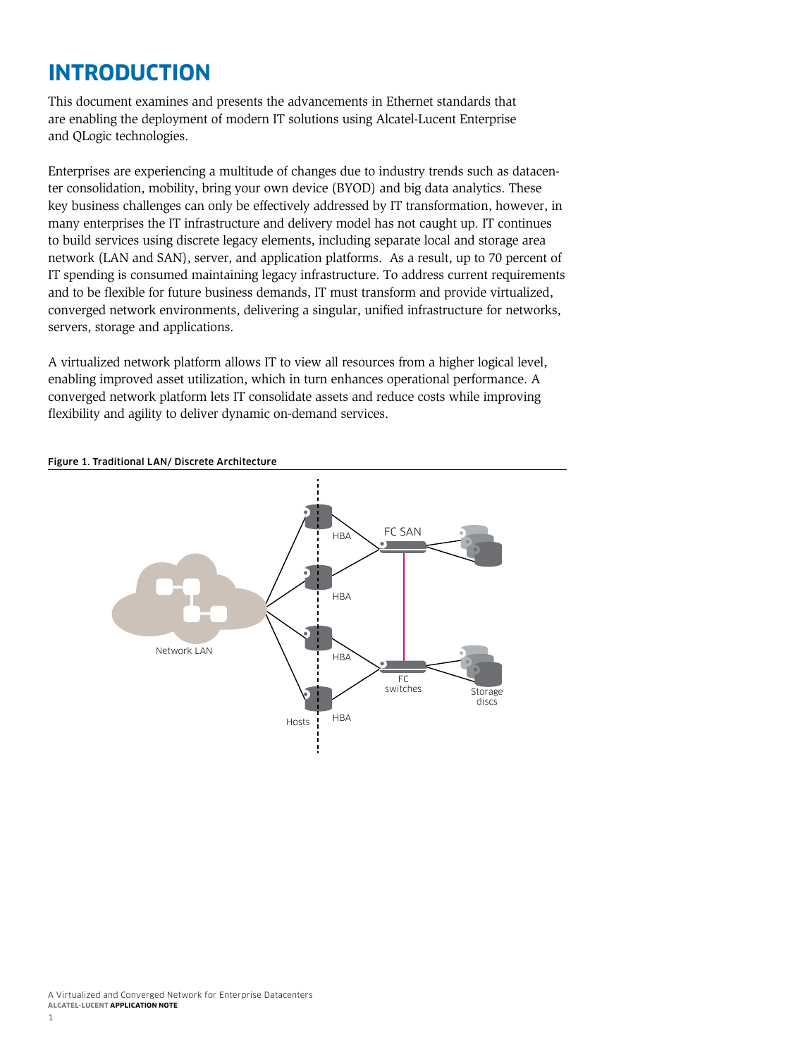# INTRODUCTION

This document examines and presents the advancements in Ethernet standards that are enabling the deployment of modern IT solutions using Alcatel-Lucent Enterprise and QLogic technologies.

Enterprises are experiencing a multitude of changes due to industry trends such as datacenter consolidation, mobility, bring your own device (BYOD) and big data analytics. These key business challenges can only be effectively addressed by IT transformation, however, in many enterprises the IT infrastructure and delivery model has not caught up. IT continues to build services using discrete legacy elements, including separate local and storage area network (LAN and SAN), server, and application platforms. As a result, up to 70 percent of IT spending is consumed maintaining legacy infrastructure. To address current requirements and to be flexible for future business demands, IT must transform and provide virtualized, converged network environments, delivering a singular, unified infrastructure for networks, servers, storage and applications.

A virtualized network platform allows IT to view all resources from a higher logical level, enabling improved asset utilization, which in turn enhances operational performance. A converged network platform lets IT consolidate assets and reduce costs while improving flexibility and agility to deliver dynamic on-demand services.

**Figure 1. Traditional LAN/ Discrete Architecture**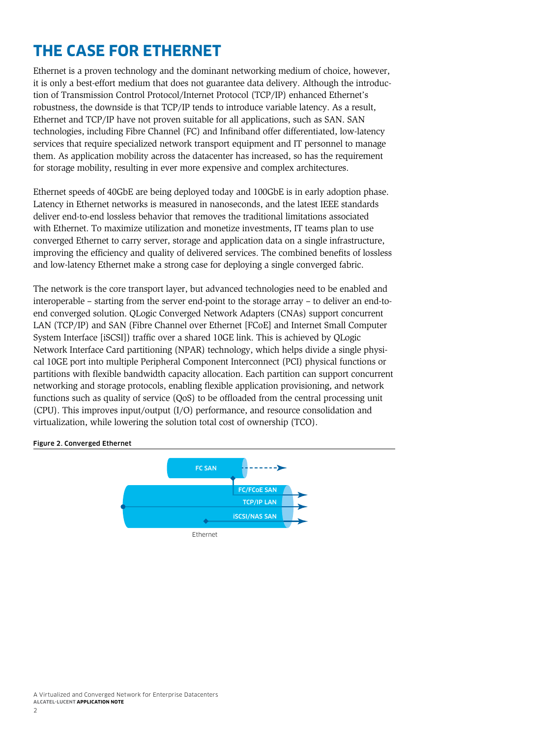# THE CASE FOR ETHERNET

Ethernet is a proven technology and the dominant networking medium of choice, however, it is only a best-effort medium that does not guarantee data delivery. Although the introduction of Transmission Control Protocol/Internet Protocol (TCP/IP) enhanced Ethernet's robustness, the downside is that TCP/IP tends to introduce variable latency. As a result, Ethernet and TCP/IP have not proven suitable for all applications, such as SAN. SAN technologies, including Fibre Channel (FC) and Infiniband offer differentiated, low-latency services that require specialized network transport equipment and IT personnel to manage them. As application mobility across the datacenter has increased, so has the requirement for storage mobility, resulting in ever more expensive and complex architectures.

Ethernet speeds of 40GbE are being deployed today and 100GbE is in early adoption phase. Latency in Ethernet networks is measured in nanoseconds, and the latest IEEE standards deliver end-to-end lossless behavior that removes the traditional limitations associated with Ethernet. To maximize utilization and monetize investments, IT teams plan to use converged Ethernet to carry server, storage and application data on a single infrastructure, improving the efficiency and quality of delivered services. The combined benefits of lossless and low-latency Ethernet make a strong case for deploying a single converged fabric.

The network is the core transport layer, but advanced technologies need to be enabled and interoperable – starting from the server end-point to the storage array – to deliver an end-to-end converged solution. QLogic Converged Network Adapters (CNAs) support concurrent LAN (TCP/IP) and SAN (Fibre Channel over Ethernet [FCoE] and Internet Small Computer System Interface [iSCSI]) traffic over a shared 10GE link. This is achieved by QLogic Network Interface Card partitioning (NPAR) technology, which helps divide a single physical 10GE port into multiple Peripheral Component Interconnect (PCI) physical functions or partitions with flexible bandwidth capacity allocation. Each partition can support concurrent networking and storage protocols, enabling flexible application provisioning, and network functions such as quality of service (QoS) to be offloaded from the central processing unit (CPU). This improves input/output (I/O) performance, and resource consolidation and virtualization, while lowering the solution total cost of ownership (TCO).

**Figure 2. Converged Ethernet**

FC SAN

FC/FCoE SAN

TCP/IP LAN

iSCSI/NAS SAN

Ethernet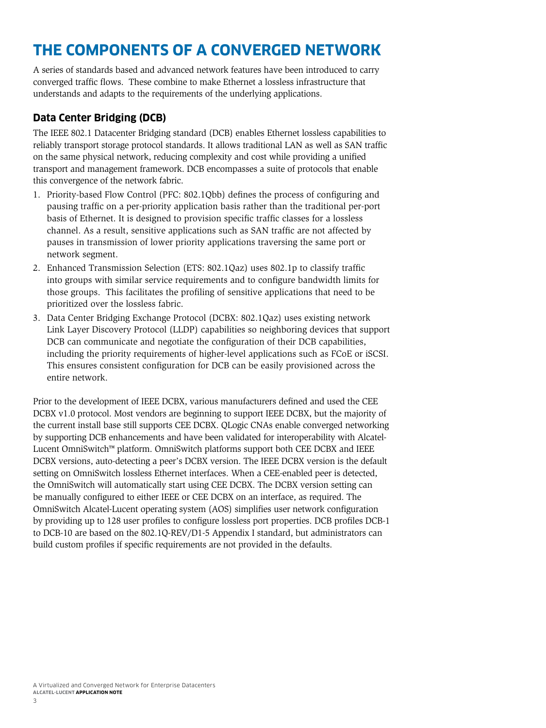# THE COMPONENTS OF A CONVERGED NETWORK

A series of standards based and advanced network features have been introduced to carry converged traffic flows. These combine to make Ethernet a lossless infrastructure that understands and adapts to the requirements of the underlying applications.

## Data Center Bridging (DCB)

The IEEE 802.1 Datacenter Bridging standard (DCB) enables Ethernet lossless capabilities to reliably transport storage protocol standards. It allows traditional LAN as well as SAN traffic on the same physical network, reducing complexity and cost while providing a unified transport and management framework. DCB encompasses a suite of protocols that enable this convergence of the network fabric.

1. Priority-based Flow Control (PFC: 802.1Qbb) defines the process of configuring and pausing traffic on a per-priority application basis rather than the traditional per-port basis of Ethernet. It is designed to provision specific traffic classes for a lossless channel. As a result, sensitive applications such as SAN traffic are not affected by pauses in transmission of lower priority applications traversing the same port or network segment.
2. Enhanced Transmission Selection (ETS: 802.1Qaz) uses 802.1p to classify traffic into groups with similar service requirements and to configure bandwidth limits for those groups. This facilitates the profiling of sensitive applications that need to be prioritized over the lossless fabric.
3. Data Center Bridging Exchange Protocol (DCBX: 802.1Qaz) uses existing network Link Layer Discovery Protocol (LLDP) capabilities so neighboring devices that support DCB can communicate and negotiate the configuration of their DCB capabilities, including the priority requirements of higher-level applications such as FCoE or iSCSI. This ensures consistent configuration for DCB can be easily provisioned across the entire network.

Prior to the development of IEEE DCBX, various manufacturers defined and used the CEE DCBX v1.0 protocol. Most vendors are beginning to support IEEE DCBX, but the majority of the current install base still supports CEE DCBX. QLogic CNAs enable converged networking by supporting DCB enhancements and have been validated for interoperability with Alcatel-Lucent OmniSwitch™ platform. OmniSwitch platforms support both CEE DCBX and IEEE DCBX versions, auto-detecting a peer's DCBX version. The IEEE DCBX version is the default setting on OmniSwitch lossless Ethernet interfaces. When a CEE-enabled peer is detected, the OmniSwitch will automatically start using CEE DCBX. The DCBX version setting can be manually configured to either IEEE or CEE DCBX on an interface, as required. The OmniSwitch Alcatel-Lucent operating system (AOS) simplifies user network configuration by providing up to 128 user profiles to configure lossless port properties. DCB profiles DCB-1 to DCB-10 are based on the 802.1Q-REV/D1-5 Appendix I standard, but administrators can build custom profiles if specific requirements are not provided in the defaults.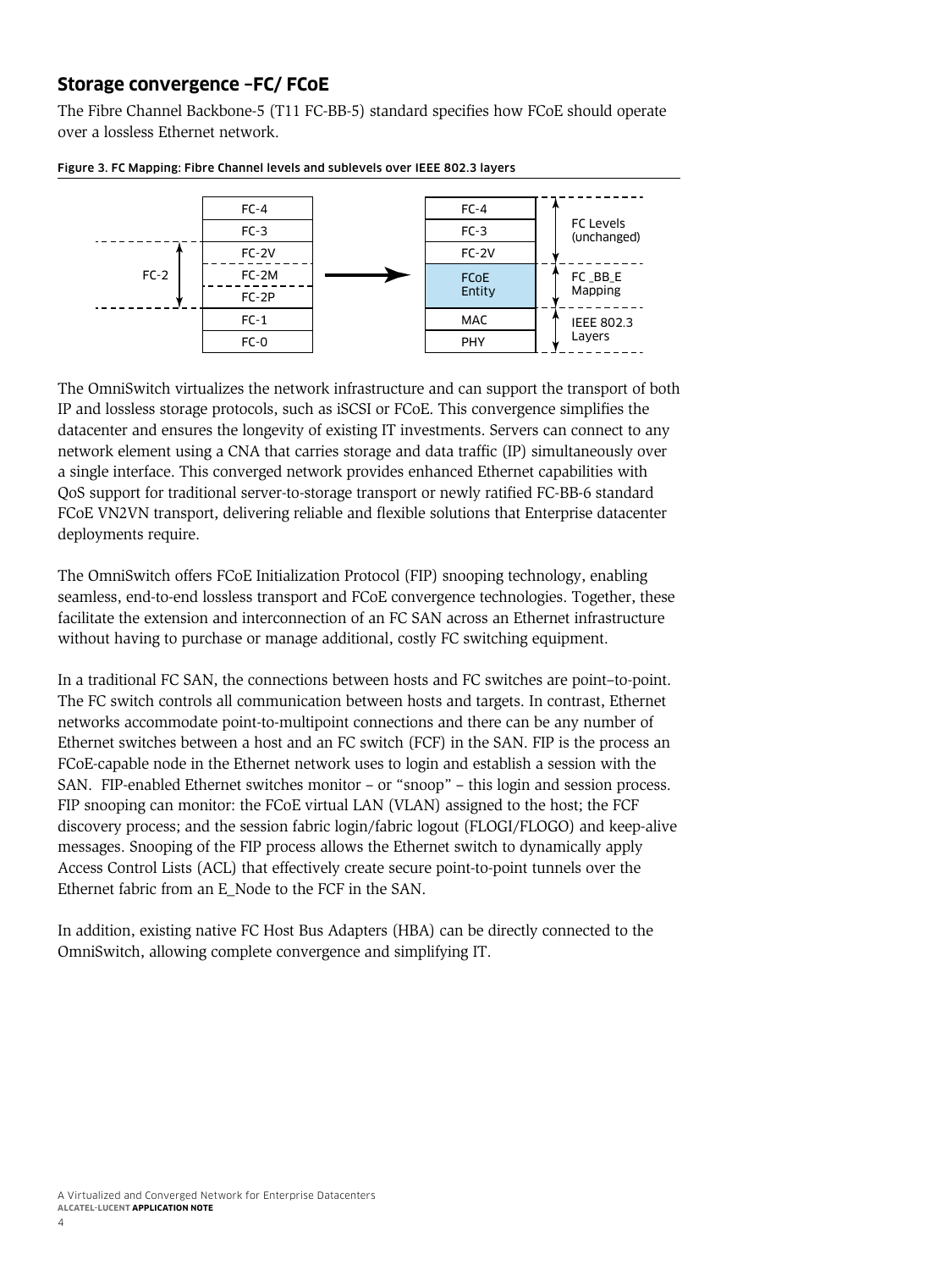## Storage convergence –FC/ FCoE

The Fibre Channel Backbone-5 (T11 FC-BB-5) standard specifies how FCoE should operate over a lossless Ethernet network.

Figure 3. FC Mapping: Fibre Channel levels and sublevels over IEEE 802.3 layers

| Fibre Channel | | → | FCoE | |
|---|---|---|---|---|
| | FC-4 | | FC-4 | FC Levels (unchanged) |
| | FC-3 | | FC-3 | |
| FC-2 | FC-2V | | FC-2V | |
| | FC-2M | | FCoE Entity | FC _BB_E Mapping |
| | FC-2P | | | |
| | FC-1 | | MAC | IEEE 802.3 Layers |
| | FC-0 | | PHY | |

The OmniSwitch virtualizes the network infrastructure and can support the transport of both IP and lossless storage protocols, such as iSCSI or FCoE. This convergence simplifies the datacenter and ensures the longevity of existing IT investments. Servers can connect to any network element using a CNA that carries storage and data traffic (IP) simultaneously over a single interface. This converged network provides enhanced Ethernet capabilities with QoS support for traditional server-to-storage transport or newly ratified FC-BB-6 standard FCoE VN2VN transport, delivering reliable and flexible solutions that Enterprise datacenter deployments require.

The OmniSwitch offers FCoE Initialization Protocol (FIP) snooping technology, enabling seamless, end-to-end lossless transport and FCoE convergence technologies. Together, these facilitate the extension and interconnection of an FC SAN across an Ethernet infrastructure without having to purchase or manage additional, costly FC switching equipment.

In a traditional FC SAN, the connections between hosts and FC switches are point–to-point. The FC switch controls all communication between hosts and targets. In contrast, Ethernet networks accommodate point-to-multipoint connections and there can be any number of Ethernet switches between a host and an FC switch (FCF) in the SAN. FIP is the process an FCoE-capable node in the Ethernet network uses to login and establish a session with the SAN. FIP-enabled Ethernet switches monitor – or "snoop" – this login and session process. FIP snooping can monitor: the FCoE virtual LAN (VLAN) assigned to the host; the FCF discovery process; and the session fabric login/fabric logout (FLOGI/FLOGO) and keep-alive messages. Snooping of the FIP process allows the Ethernet switch to dynamically apply Access Control Lists (ACL) that effectively create secure point-to-point tunnels over the Ethernet fabric from an E_Node to the FCF in the SAN.

In addition, existing native FC Host Bus Adapters (HBA) can be directly connected to the OmniSwitch, allowing complete convergence and simplifying IT.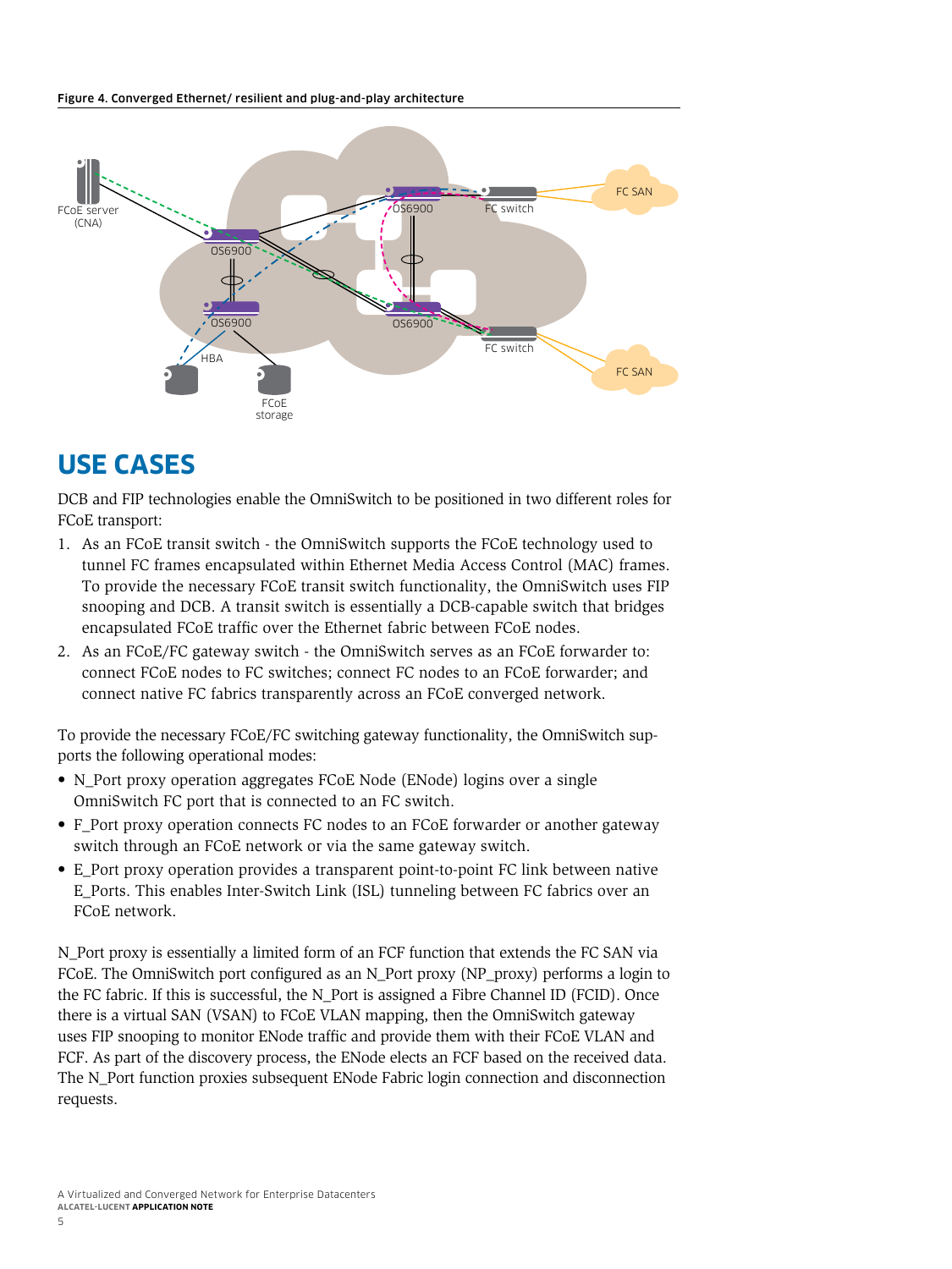**Figure 4. Converged Ethernet/ resilient and plug-and-play architecture**

## USE CASES

DCB and FIP technologies enable the OmniSwitch to be positioned in two different roles for FCoE transport:

1. As an FCoE transit switch - the OmniSwitch supports the FCoE technology used to tunnel FC frames encapsulated within Ethernet Media Access Control (MAC) frames. To provide the necessary FCoE transit switch functionality, the OmniSwitch uses FIP snooping and DCB. A transit switch is essentially a DCB-capable switch that bridges encapsulated FCoE traffic over the Ethernet fabric between FCoE nodes.
2. As an FCoE/FC gateway switch - the OmniSwitch serves as an FCoE forwarder to: connect FCoE nodes to FC switches; connect FC nodes to an FCoE forwarder; and connect native FC fabrics transparently across an FCoE converged network.

To provide the necessary FCoE/FC switching gateway functionality, the OmniSwitch supports the following operational modes:

- N_Port proxy operation aggregates FCoE Node (ENode) logins over a single OmniSwitch FC port that is connected to an FC switch.
- F_Port proxy operation connects FC nodes to an FCoE forwarder or another gateway switch through an FCoE network or via the same gateway switch.
- E_Port proxy operation provides a transparent point-to-point FC link between native E_Ports. This enables Inter-Switch Link (ISL) tunneling between FC fabrics over an FCoE network.

N_Port proxy is essentially a limited form of an FCF function that extends the FC SAN via FCoE. The OmniSwitch port configured as an N_Port proxy (NP_proxy) performs a login to the FC fabric. If this is successful, the N_Port is assigned a Fibre Channel ID (FCID). Once there is a virtual SAN (VSAN) to FCoE VLAN mapping, then the OmniSwitch gateway uses FIP snooping to monitor ENode traffic and provide them with their FCoE VLAN and FCF. As part of the discovery process, the ENode elects an FCF based on the received data. The N_Port function proxies subsequent ENode Fabric login connection and disconnection requests.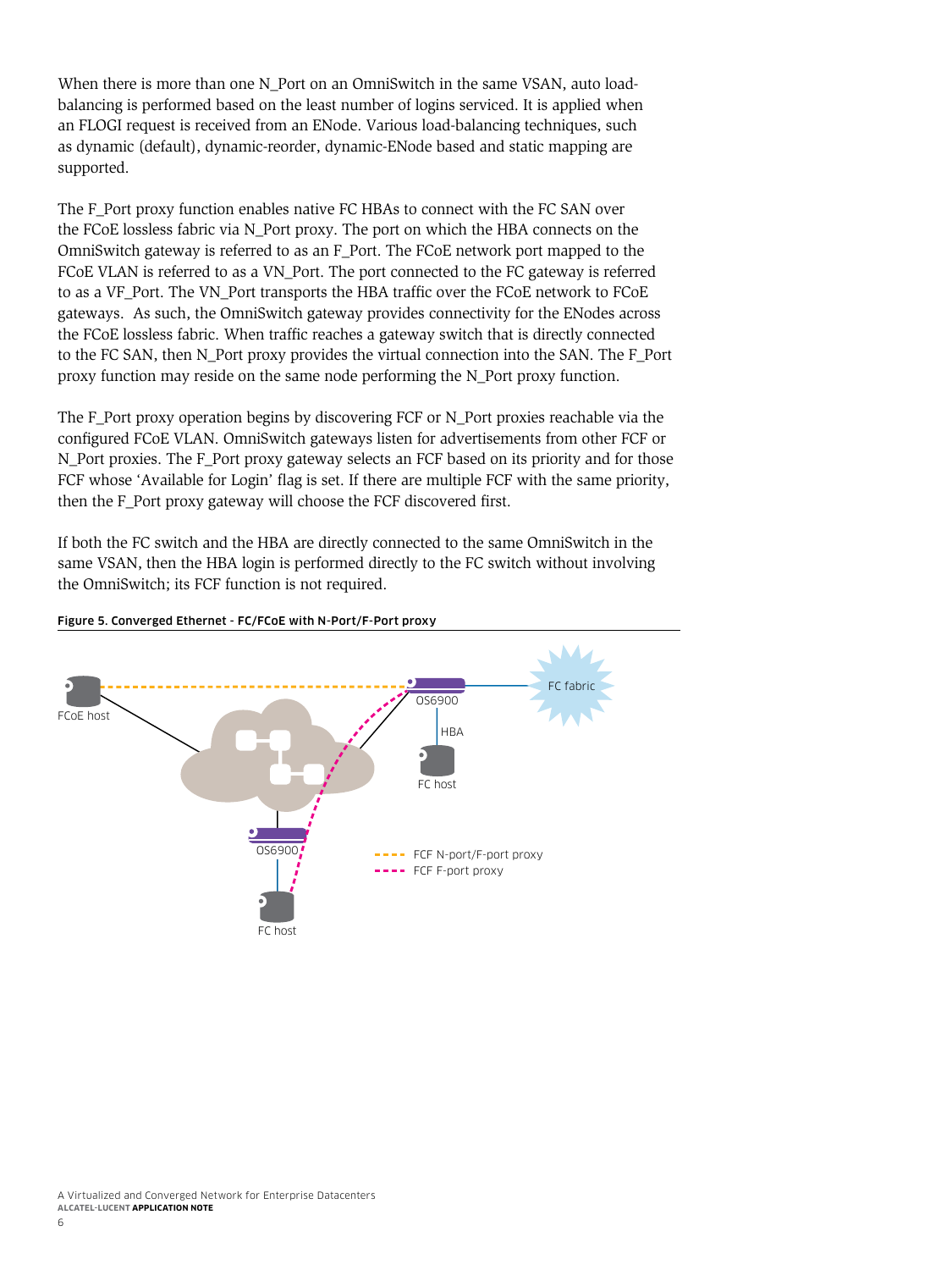When there is more than one N_Port on an OmniSwitch in the same VSAN, auto load-balancing is performed based on the least number of logins serviced. It is applied when an FLOGI request is received from an ENode. Various load-balancing techniques, such as dynamic (default), dynamic-reorder, dynamic-ENode based and static mapping are supported.

The F_Port proxy function enables native FC HBAs to connect with the FC SAN over the FCoE lossless fabric via N_Port proxy. The port on which the HBA connects on the OmniSwitch gateway is referred to as an F_Port. The FCoE network port mapped to the FCoE VLAN is referred to as a VN_Port. The port connected to the FC gateway is referred to as a VF_Port. The VN_Port transports the HBA traffic over the FCoE network to FCoE gateways. As such, the OmniSwitch gateway provides connectivity for the ENodes across the FCoE lossless fabric. When traffic reaches a gateway switch that is directly connected to the FC SAN, then N_Port proxy provides the virtual connection into the SAN. The F_Port proxy function may reside on the same node performing the N_Port proxy function.

The F_Port proxy operation begins by discovering FCF or N_Port proxies reachable via the configured FCoE VLAN. OmniSwitch gateways listen for advertisements from other FCF or N_Port proxies. The F_Port proxy gateway selects an FCF based on its priority and for those FCF whose 'Available for Login' flag is set. If there are multiple FCF with the same priority, then the F_Port proxy gateway will choose the FCF discovered first.

If both the FC switch and the HBA are directly connected to the same OmniSwitch in the same VSAN, then the HBA login is performed directly to the FC switch without involving the OmniSwitch; its FCF function is not required.

**Figure 5. Converged Ethernet - FC/FCoE with N-Port/F-Port proxy**

FCoE host

OS6900

FC fabric

HBA

FC host

OS6900

FC host

FCF N-port/F-port proxy

FCF F-port proxy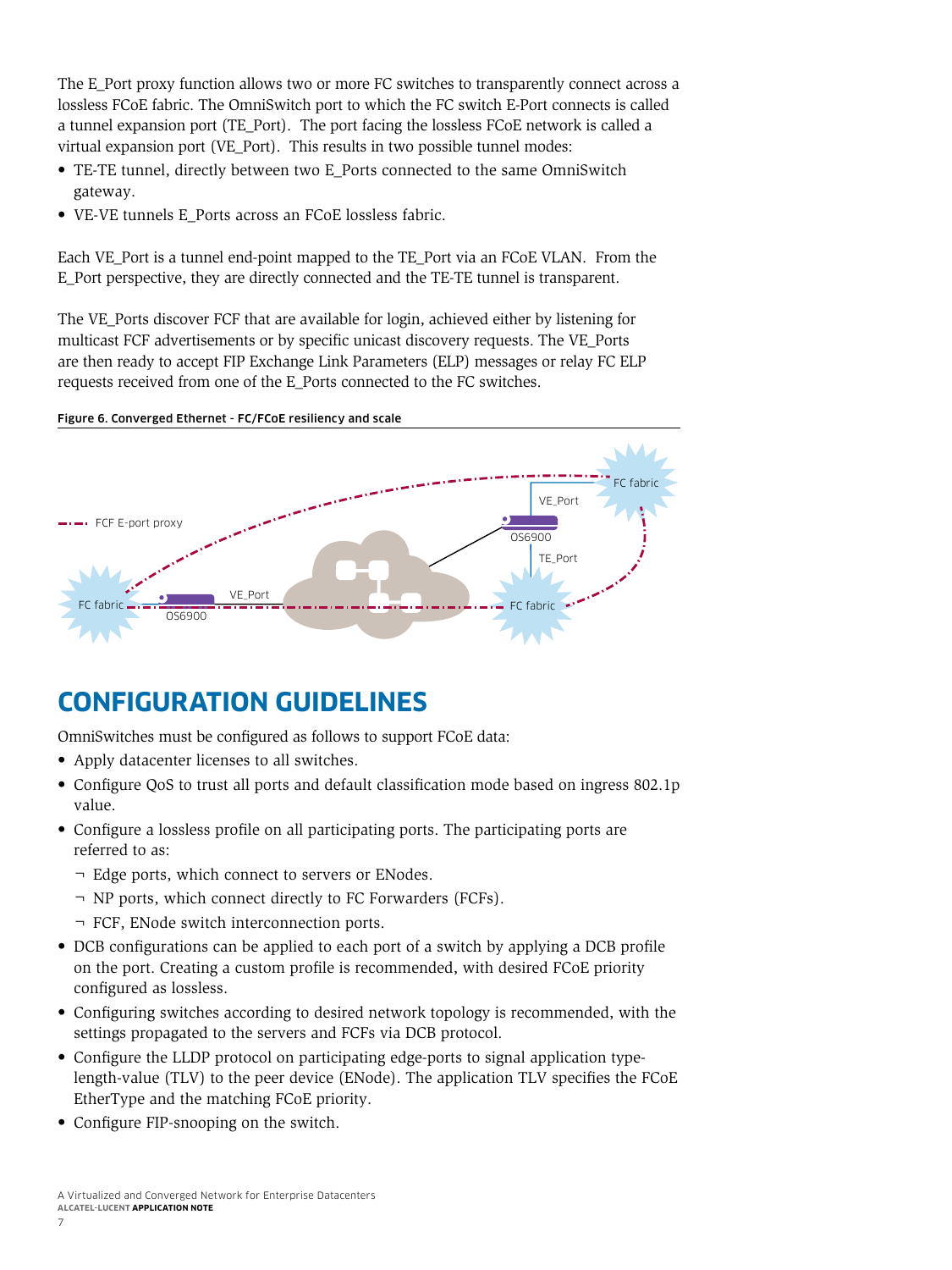The E_Port proxy function allows two or more FC switches to transparently connect across a lossless FCoE fabric. The OmniSwitch port to which the FC switch E-Port connects is called a tunnel expansion port (TE_Port). The port facing the lossless FCoE network is called a virtual expansion port (VE_Port). This results in two possible tunnel modes:

- TE-TE tunnel, directly between two E_Ports connected to the same OmniSwitch gateway.
- VE-VE tunnels E_Ports across an FCoE lossless fabric.

Each VE_Port is a tunnel end-point mapped to the TE_Port via an FCoE VLAN. From the E_Port perspective, they are directly connected and the TE-TE tunnel is transparent.

The VE_Ports discover FCF that are available for login, achieved either by listening for multicast FCF advertisements or by specific unicast discovery requests. The VE_Ports are then ready to accept FIP Exchange Link Parameters (ELP) messages or relay FC ELP requests received from one of the E_Ports connected to the FC switches.

**Figure 6. Converged Ethernet - FC/FCoE resiliency and scale**

## CONFIGURATION GUIDELINES

OmniSwitches must be configured as follows to support FCoE data:

- Apply datacenter licenses to all switches.
- Configure QoS to trust all ports and default classification mode based on ingress 802.1p value.
- Configure a lossless profile on all participating ports. The participating ports are referred to as:
  - Edge ports, which connect to servers or ENodes.
  - NP ports, which connect directly to FC Forwarders (FCFs).
  - FCF, ENode switch interconnection ports.
- DCB configurations can be applied to each port of a switch by applying a DCB profile on the port. Creating a custom profile is recommended, with desired FCoE priority configured as lossless.
- Configuring switches according to desired network topology is recommended, with the settings propagated to the servers and FCFs via DCB protocol.
- Configure the LLDP protocol on participating edge-ports to signal application type-length-value (TLV) to the peer device (ENode). The application TLV specifies the FCoE EtherType and the matching FCoE priority.
- Configure FIP-snooping on the switch.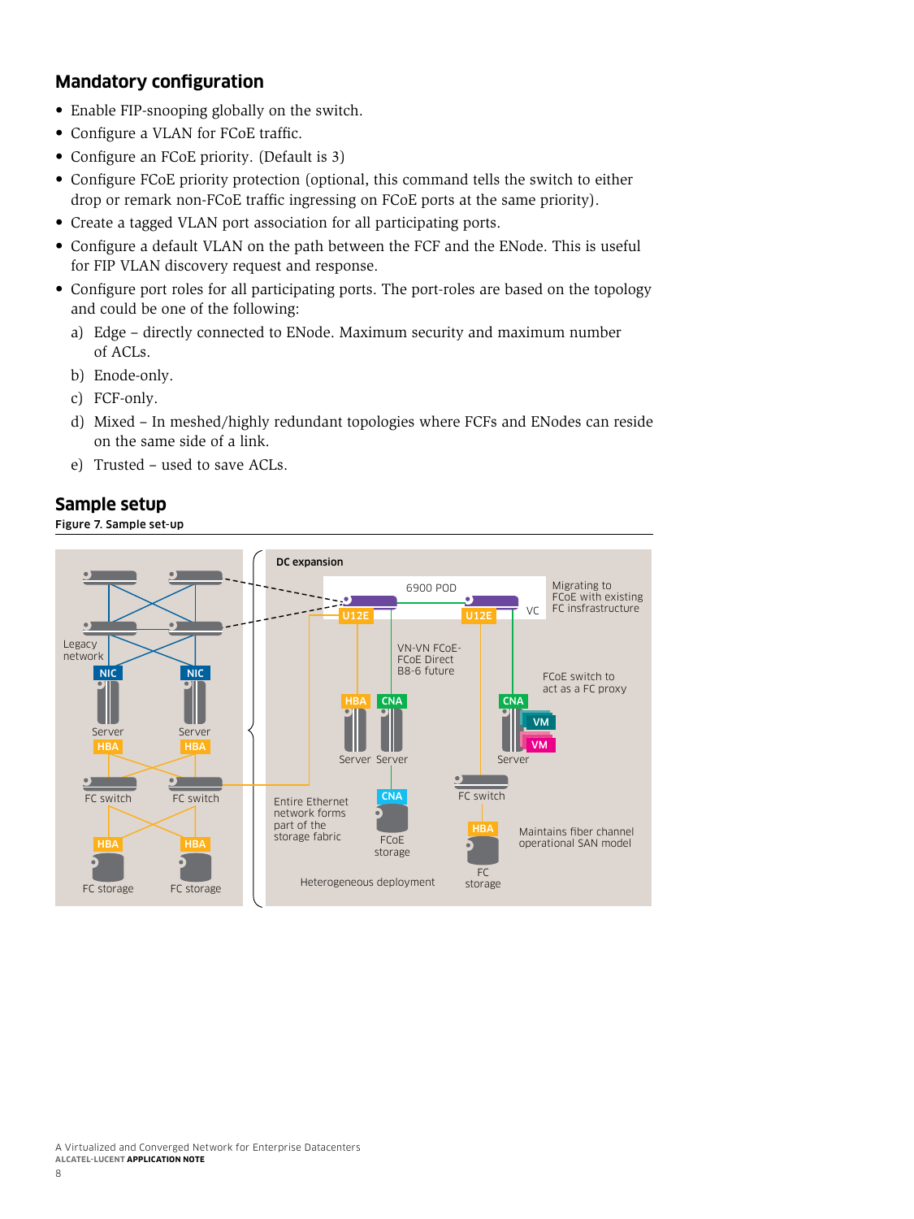## Mandatory configuration

- Enable FIP-snooping globally on the switch.
- Configure a VLAN for FCoE traffic.
- Configure an FCoE priority. (Default is 3)
- Configure FCoE priority protection (optional, this command tells the switch to either drop or remark non-FCoE traffic ingressing on FCoE ports at the same priority).
- Create a tagged VLAN port association for all participating ports.
- Configure a default VLAN on the path between the FCF and the ENode. This is useful for FIP VLAN discovery request and response.
- Configure port roles for all participating ports. The port-roles are based on the topology and could be one of the following:
  a) Edge – directly connected to ENode. Maximum security and maximum number of ACLs.
  b) Enode-only.
  c) FCF-only.
  d) Mixed – In meshed/highly redundant topologies where FCFs and ENodes can reside on the same side of a link.
  e) Trusted – used to save ACLs.

## Sample setup

Figure 7. Sample set-up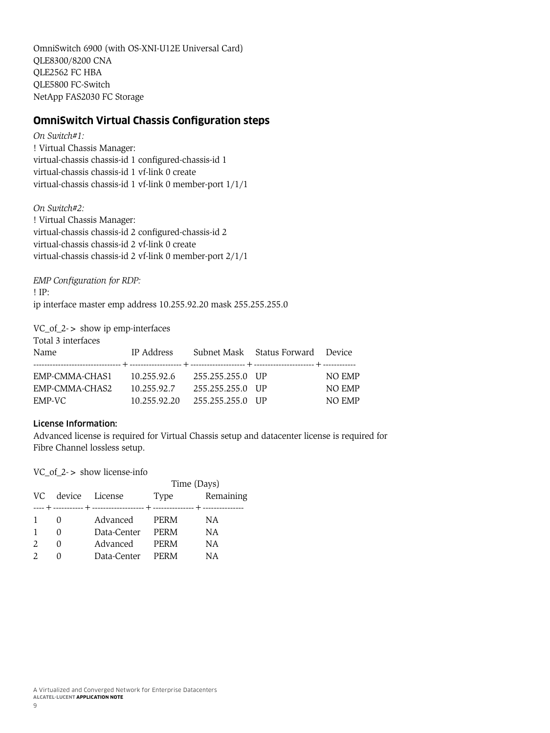OmniSwitch 6900 (with OS-XNI-U12E Universal Card)
QLE8300/8200 CNA
QLE2562 FC HBA
QLE5800 FC-Switch
NetApp FAS2030 FC Storage

## OmniSwitch Virtual Chassis Configuration steps

*On Switch#1:*

```
! Virtual Chassis Manager:
virtual-chassis chassis-id 1 configured-chassis-id 1
virtual-chassis chassis-id 1 vf-link 0 create
virtual-chassis chassis-id 1 vf-link 0 member-port 1/1/1
```

*On Switch#2:*

```
! Virtual Chassis Manager:
virtual-chassis chassis-id 2 configured-chassis-id 2
virtual-chassis chassis-id 2 vf-link 0 create
virtual-chassis chassis-id 2 vf-link 0 member-port 2/1/1
```

*EMP Configuration for RDP:*

```
! IP:
ip interface master emp address 10.255.92.20 mask 255.255.255.0
```

```
VC_of_2-> show ip emp-interfaces
Total 3 interfaces
Name                 IP Address      Subnet Mask      Status Forward   Device
--------------------+---------------+----------------+---------------+-----------
EMP-CMMA-CHAS1       10.255.92.6     255.255.255.0    UP               NO EMP
EMP-CMMA-CHAS2       10.255.92.7     255.255.255.0    UP               NO EMP
EMP-VC               10.255.92.20    255.255.255.0    UP               NO EMP
```

### License Information:

Advanced license is required for Virtual Chassis setup and datacenter license is required for Fibre Channel lossless setup.

```
VC_of_2-> show license-info
                                     Time (Days)
VC   device   License        Type       Remaining
----+--------+--------------+----------+-----------
1    0        Advanced       PERM       NA
1    0        Data-Center    PERM       NA
2    0        Advanced       PERM       NA
2    0        Data-Center    PERM       NA
```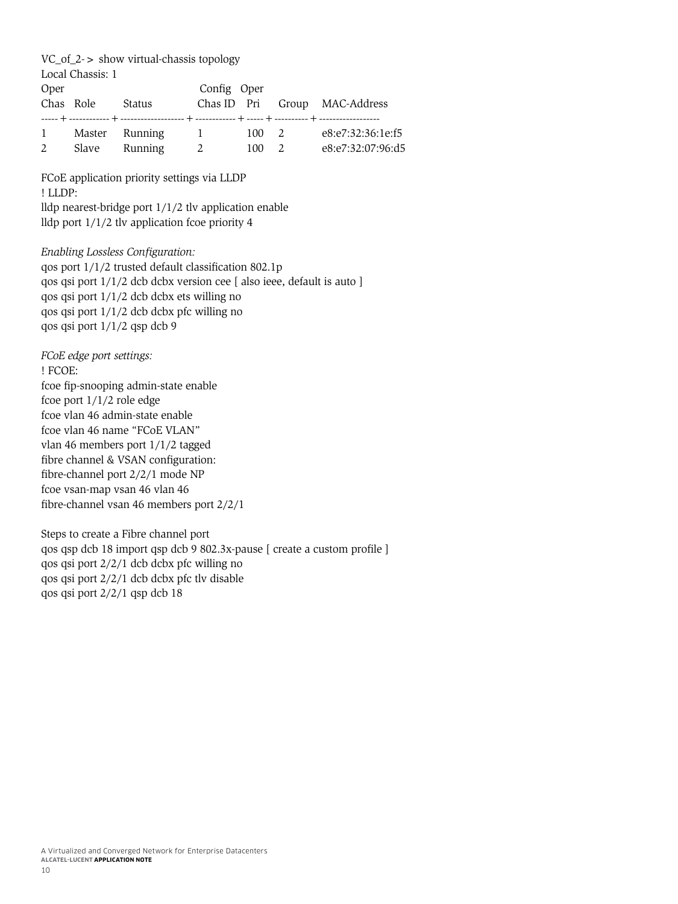VC_of_2-> show virtual-chassis topology

Local Chassis: 1

| Oper Chas | Role | Status | Config Chas ID | Oper Pri | Group | MAC-Address |
|---|---|---|---|---|---|---|
| 1 | Master | Running | 1 | 100 | 2 | e8:e7:32:36:1e:f5 |
| 2 | Slave | Running | 2 | 100 | 2 | e8:e7:32:07:96:d5 |

FCoE application priority settings via LLDP

```
! LLDP:
lldp nearest-bridge port 1/1/2 tlv application enable
lldp port 1/1/2 tlv application fcoe priority 4
```

*Enabling Lossless Configuration:*

```
qos port 1/1/2 trusted default classification 802.1p
qos qsi port 1/1/2 dcb dcbx version cee [ also ieee, default is auto ]
qos qsi port 1/1/2 dcb dcbx ets willing no
qos qsi port 1/1/2 dcb dcbx pfc willing no
qos qsi port 1/1/2 qsp dcb 9
```

*FCoE edge port settings:*

```
! FCOE:
fcoe fip-snooping admin-state enable
fcoe port 1/1/2 role edge
fcoe vlan 46 admin-state enable
fcoe vlan 46 name "FCoE VLAN"
vlan 46 members port 1/1/2 tagged
fibre channel & VSAN configuration:
fibre-channel port 2/2/1 mode NP
fcoe vsan-map vsan 46 vlan 46
fibre-channel vsan 46 members port 2/2/1
```

Steps to create a Fibre channel port

```
qos qsp dcb 18 import qsp dcb 9 802.3x-pause [ create a custom profile ]
qos qsi port 2/2/1 dcb dcbx pfc willing no
qos qsi port 2/2/1 dcb dcbx pfc tlv disable
qos qsi port 2/2/1 qsp dcb 18
```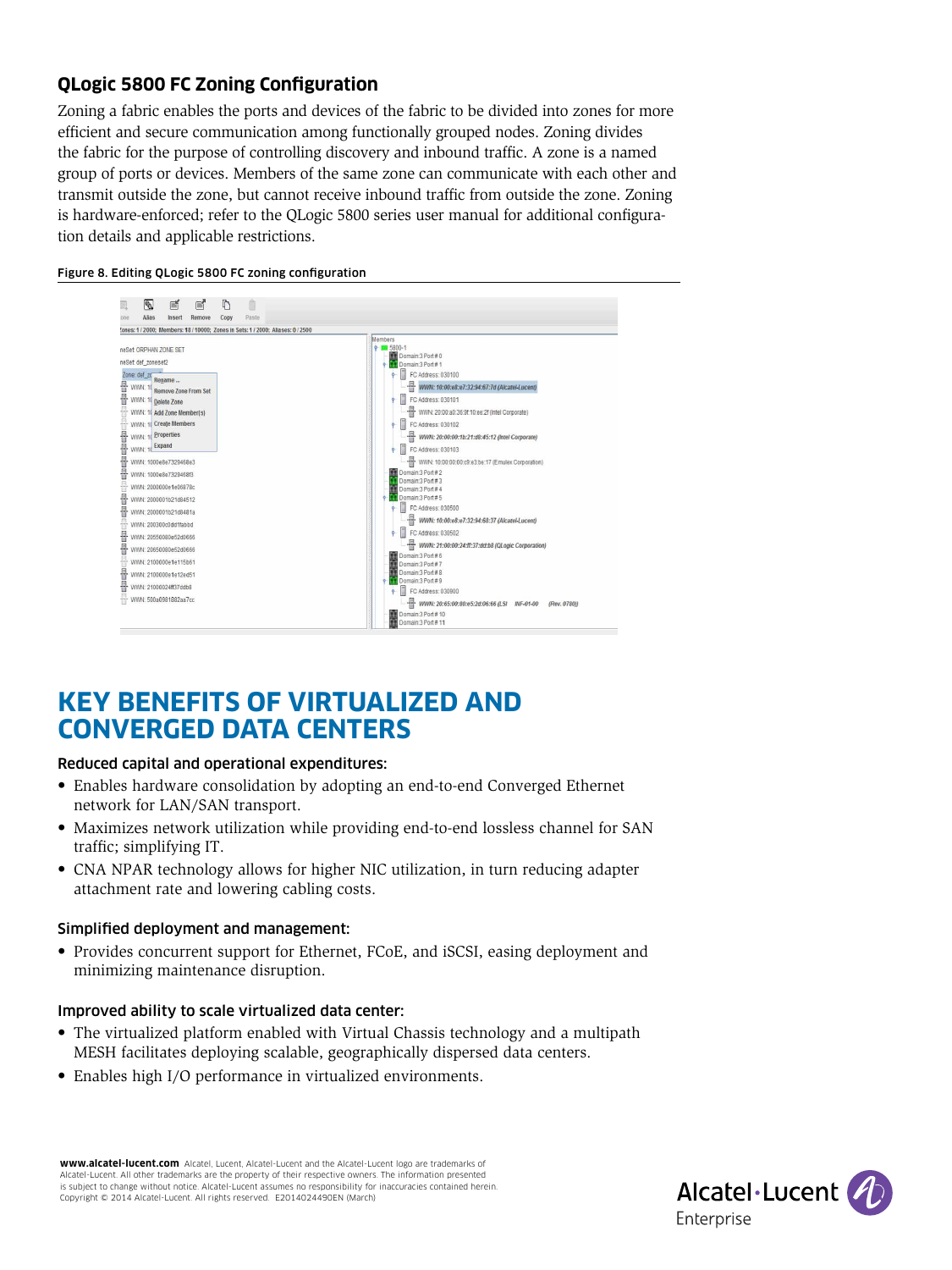## QLogic 5800 FC Zoning Configuration

Zoning a fabric enables the ports and devices of the fabric to be divided into zones for more efficient and secure communication among functionally grouped nodes. Zoning divides the fabric for the purpose of controlling discovery and inbound traffic. A zone is a named group of ports or devices. Members of the same zone can communicate with each other and transmit outside the zone, but cannot receive inbound traffic from outside the zone. Zoning is hardware-enforced; refer to the QLogic 5800 series user manual for additional configuration details and applicable restrictions.

Figure 8. Editing QLogic 5800 FC zoning configuration

# KEY BENEFITS OF VIRTUALIZED AND CONVERGED DATA CENTERS

### Reduced capital and operational expenditures:

- Enables hardware consolidation by adopting an end-to-end Converged Ethernet network for LAN/SAN transport.
- Maximizes network utilization while providing end-to-end lossless channel for SAN traffic; simplifying IT.
- CNA NPAR technology allows for higher NIC utilization, in turn reducing adapter attachment rate and lowering cabling costs.

### Simplified deployment and management:

- Provides concurrent support for Ethernet, FCoE, and iSCSI, easing deployment and minimizing maintenance disruption.

### Improved ability to scale virtualized data center:

- The virtualized platform enabled with Virtual Chassis technology and a multipath MESH facilitates deploying scalable, geographically dispersed data centers.
- Enables high I/O performance in virtualized environments.

**www.alcatel-lucent.com** Alcatel, Lucent, Alcatel-Lucent and the Alcatel-Lucent logo are trademarks of Alcatel-Lucent. All other trademarks are the property of their respective owners. The information presented is subject to change without notice. Alcatel-Lucent assumes no responsibility for inaccuracies contained herein. Copyright © 2014 Alcatel-Lucent. All rights reserved. E2014024490EN (March)

Alcatel·Lucent Enterprise